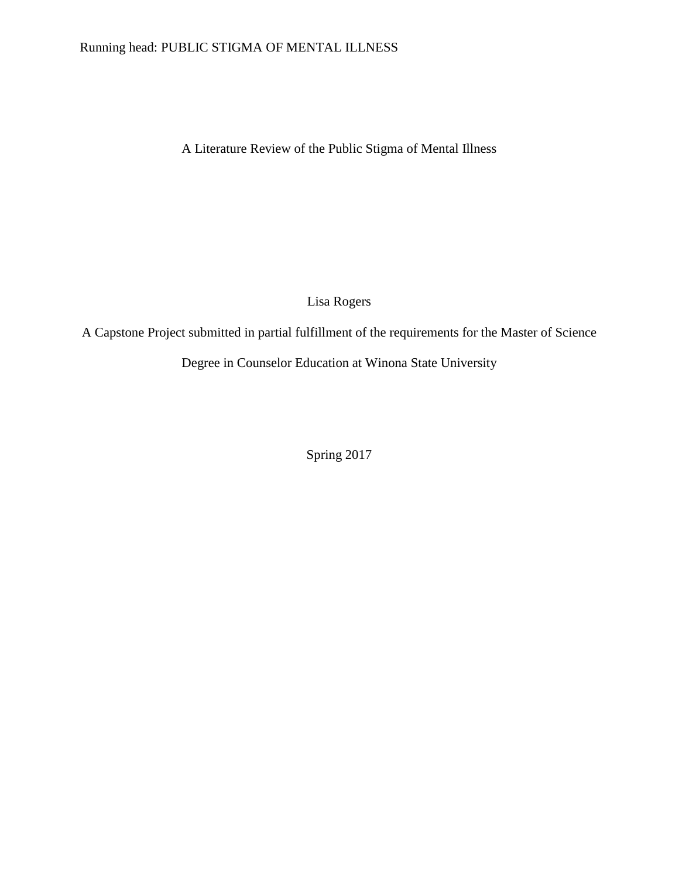# A Literature Review of the Public Stigma of Mental Illness

Lisa Rogers

A Capstone Project submitted in partial fulfillment of the requirements for the Master of Science Degree in Counselor Education at Winona State University

Spring 2017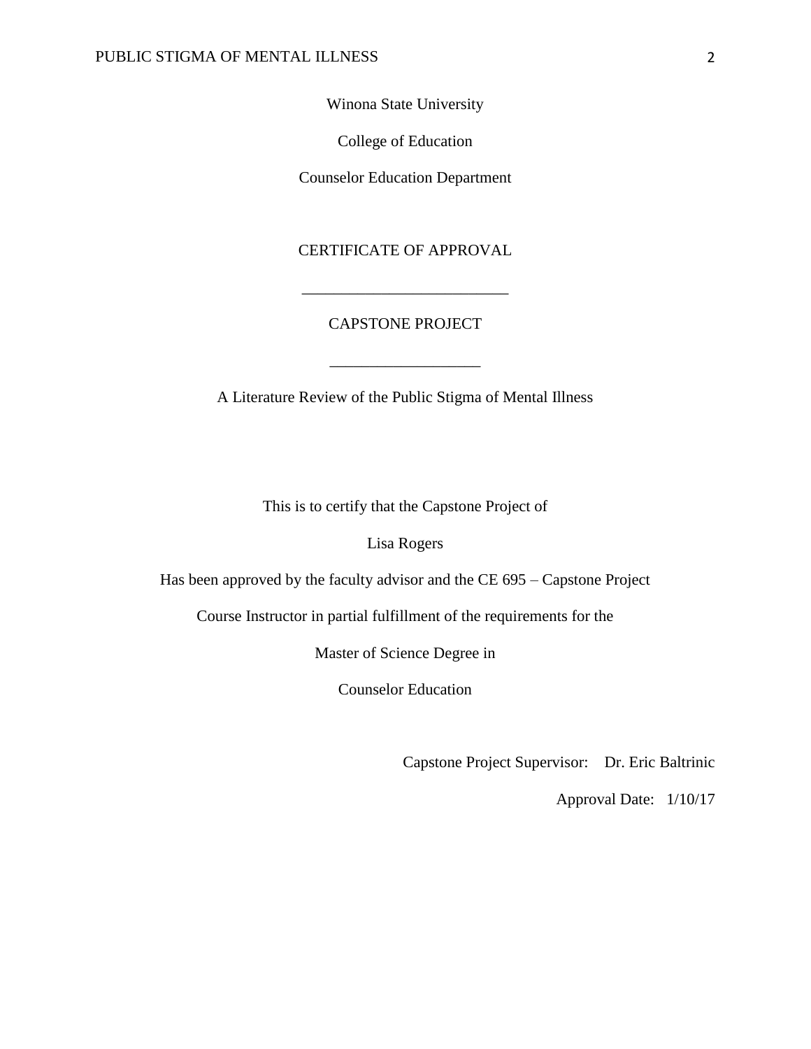Winona State University

College of Education

Counselor Education Department

CERTIFICATE OF APPROVAL

---

CAPSTONE PROJECT

---

A Literature Review of the Public Stigma of Mental Illness

This is to certify that the Capstone Project of

Lisa Rogers

Has been approved by the faculty advisor and the CE 695 – Capstone Project

Course Instructor in partial fulfillment of the requirements for the

Master of Science Degree in

Counselor Education

Capstone Project Supervisor: Dr. Eric Baltrinic

Approval Date: 1/10/17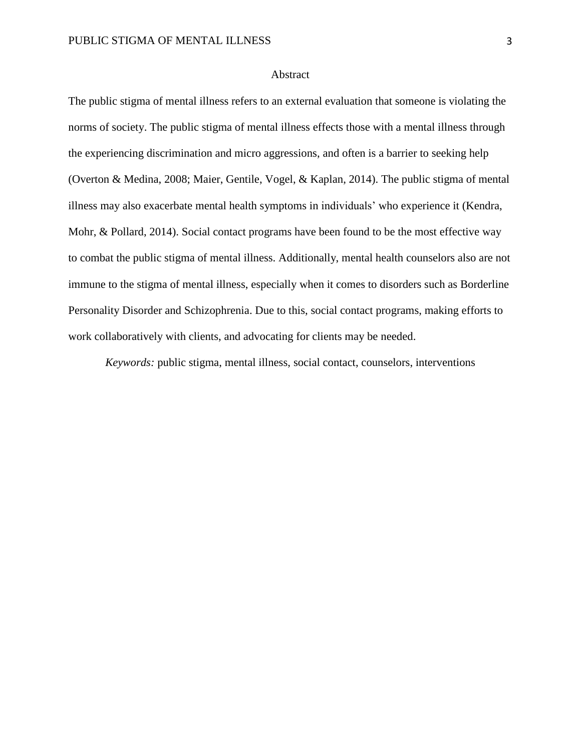# Abstract

The public stigma of mental illness refers to an external evaluation that someone is violating the norms of society. The public stigma of mental illness effects those with a mental illness through the experiencing discrimination and micro aggressions, and often is a barrier to seeking help (Overton & Medina, 2008; Maier, Gentile, Vogel, & Kaplan, 2014). The public stigma of mental illness may also exacerbate mental health symptoms in individuals' who experience it (Kendra, Mohr, & Pollard, 2014). Social contact programs have been found to be the most effective way to combat the public stigma of mental illness. Additionally, mental health counselors also are not immune to the stigma of mental illness, especially when it comes to disorders such as Borderline Personality Disorder and Schizophrenia. Due to this, social contact programs, making efforts to work collaboratively with clients, and advocating for clients may be needed.

*Keywords:* public stigma, mental illness, social contact, counselors, interventions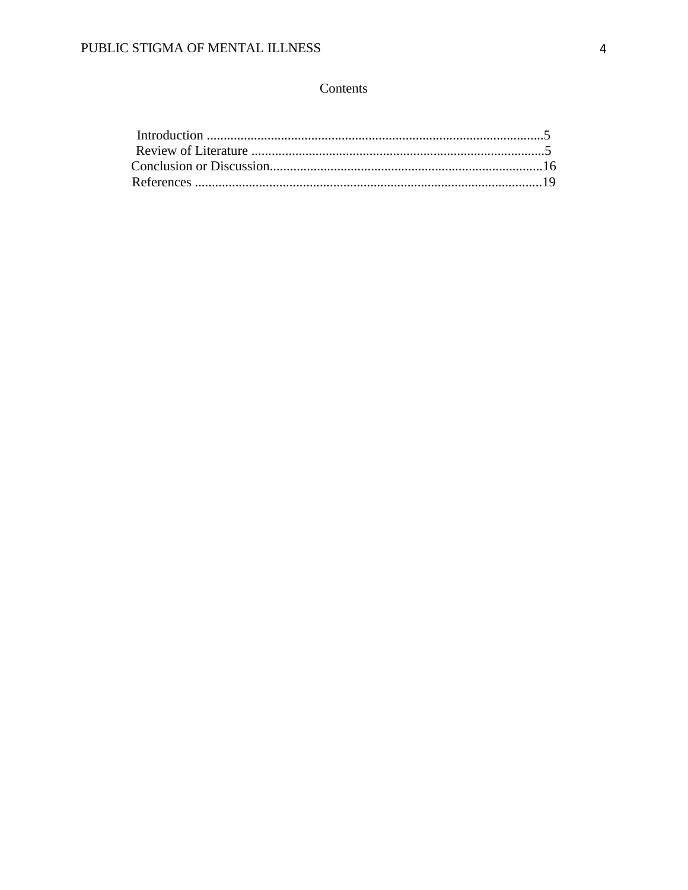# Contents

Introduction ....................................................................................................5
Review of Literature .......................................................................................5
Conclusion or Discussion.................................................................................16
References .......................................................................................................19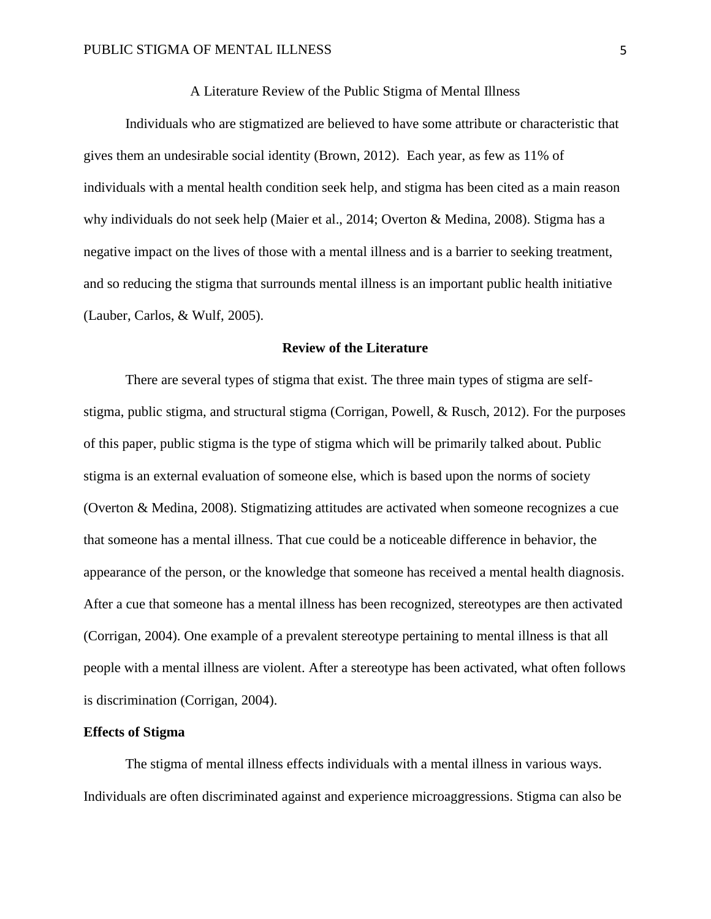A Literature Review of the Public Stigma of Mental Illness

Individuals who are stigmatized are believed to have some attribute or characteristic that gives them an undesirable social identity (Brown, 2012). Each year, as few as 11% of individuals with a mental health condition seek help, and stigma has been cited as a main reason why individuals do not seek help (Maier et al., 2014; Overton & Medina, 2008). Stigma has a negative impact on the lives of those with a mental illness and is a barrier to seeking treatment, and so reducing the stigma that surrounds mental illness is an important public health initiative (Lauber, Carlos, & Wulf, 2005).

## Review of the Literature

There are several types of stigma that exist. The three main types of stigma are self-stigma, public stigma, and structural stigma (Corrigan, Powell, & Rusch, 2012). For the purposes of this paper, public stigma is the type of stigma which will be primarily talked about. Public stigma is an external evaluation of someone else, which is based upon the norms of society (Overton & Medina, 2008). Stigmatizing attitudes are activated when someone recognizes a cue that someone has a mental illness. That cue could be a noticeable difference in behavior, the appearance of the person, or the knowledge that someone has received a mental health diagnosis. After a cue that someone has a mental illness has been recognized, stereotypes are then activated (Corrigan, 2004). One example of a prevalent stereotype pertaining to mental illness is that all people with a mental illness are violent. After a stereotype has been activated, what often follows is discrimination (Corrigan, 2004).

### Effects of Stigma

The stigma of mental illness effects individuals with a mental illness in various ways. Individuals are often discriminated against and experience microaggressions. Stigma can also be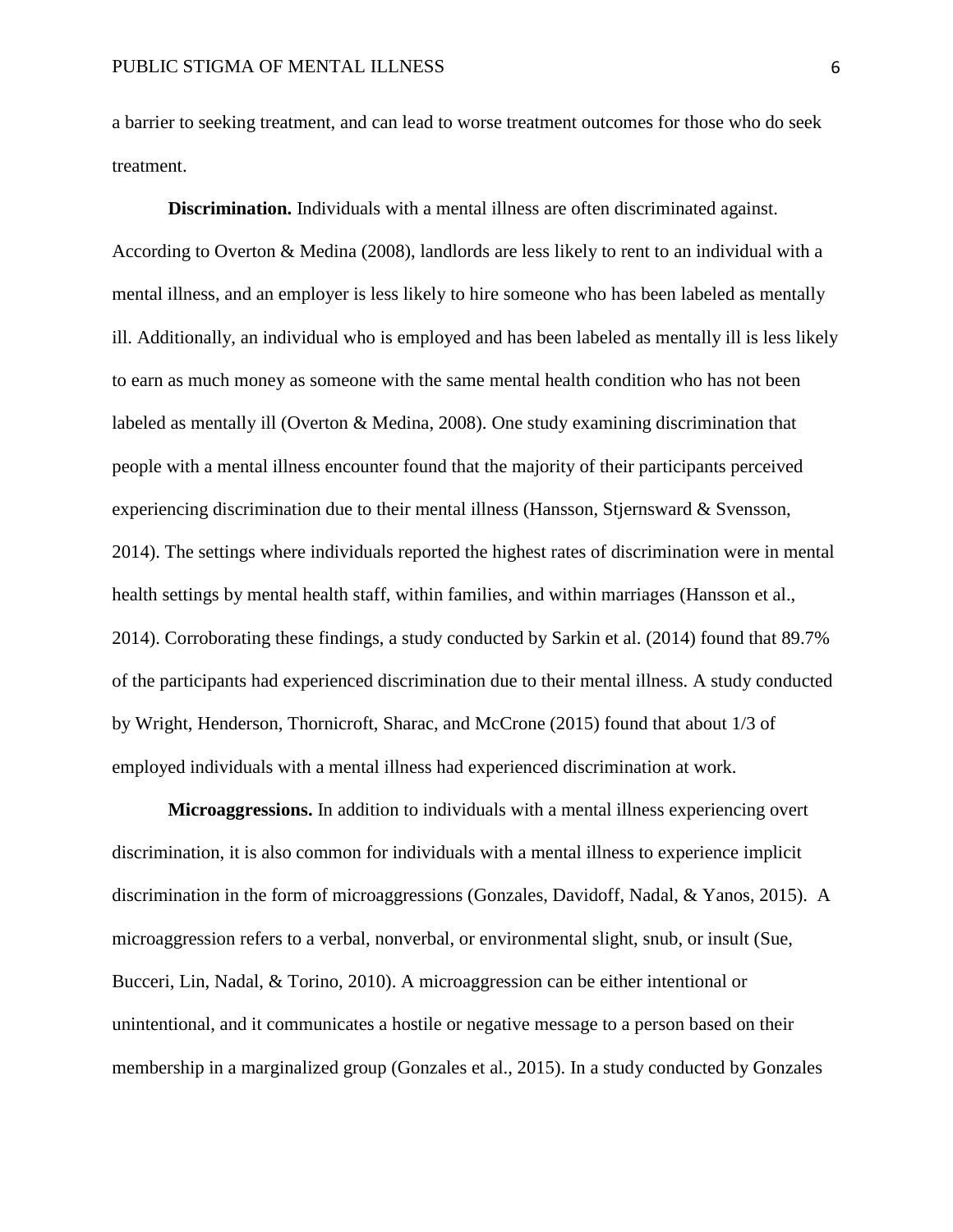a barrier to seeking treatment, and can lead to worse treatment outcomes for those who do seek treatment.

**Discrimination.** Individuals with a mental illness are often discriminated against. According to Overton & Medina (2008), landlords are less likely to rent to an individual with a mental illness, and an employer is less likely to hire someone who has been labeled as mentally ill. Additionally, an individual who is employed and has been labeled as mentally ill is less likely to earn as much money as someone with the same mental health condition who has not been labeled as mentally ill (Overton & Medina, 2008). One study examining discrimination that people with a mental illness encounter found that the majority of their participants perceived experiencing discrimination due to their mental illness (Hansson, Stjernsward & Svensson, 2014). The settings where individuals reported the highest rates of discrimination were in mental health settings by mental health staff, within families, and within marriages (Hansson et al., 2014). Corroborating these findings, a study conducted by Sarkin et al. (2014) found that 89.7% of the participants had experienced discrimination due to their mental illness. A study conducted by Wright, Henderson, Thornicroft, Sharac, and McCrone (2015) found that about 1/3 of employed individuals with a mental illness had experienced discrimination at work.

**Microaggressions.** In addition to individuals with a mental illness experiencing overt discrimination, it is also common for individuals with a mental illness to experience implicit discrimination in the form of microaggressions (Gonzales, Davidoff, Nadal, & Yanos, 2015). A microaggression refers to a verbal, nonverbal, or environmental slight, snub, or insult (Sue, Bucceri, Lin, Nadal, & Torino, 2010). A microaggression can be either intentional or unintentional, and it communicates a hostile or negative message to a person based on their membership in a marginalized group (Gonzales et al., 2015). In a study conducted by Gonzales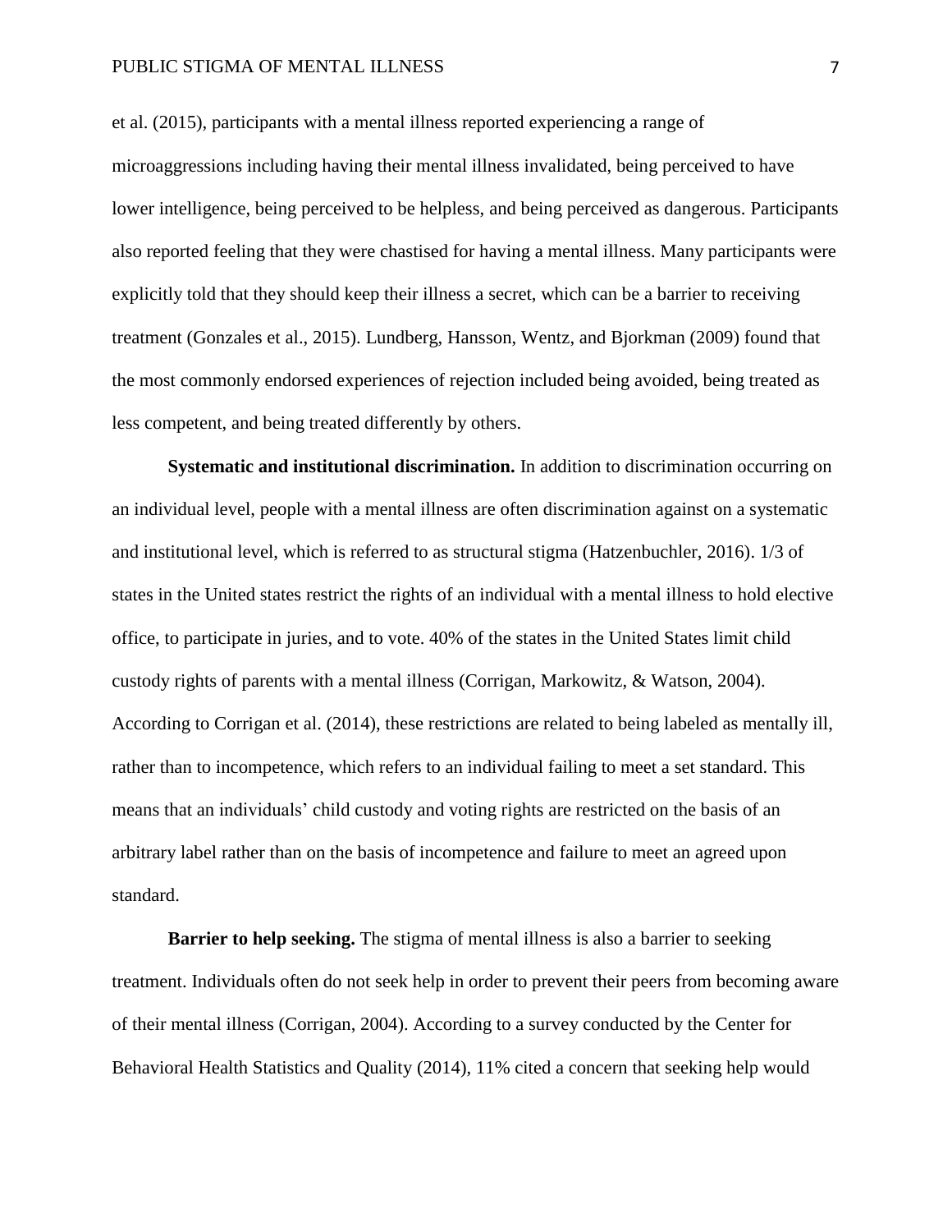et al. (2015), participants with a mental illness reported experiencing a range of microaggressions including having their mental illness invalidated, being perceived to have lower intelligence, being perceived to be helpless, and being perceived as dangerous. Participants also reported feeling that they were chastised for having a mental illness. Many participants were explicitly told that they should keep their illness a secret, which can be a barrier to receiving treatment (Gonzales et al., 2015). Lundberg, Hansson, Wentz, and Bjorkman (2009) found that the most commonly endorsed experiences of rejection included being avoided, being treated as less competent, and being treated differently by others.

**Systematic and institutional discrimination.** In addition to discrimination occurring on an individual level, people with a mental illness are often discrimination against on a systematic and institutional level, which is referred to as structural stigma (Hatzenbuchler, 2016). 1/3 of states in the United states restrict the rights of an individual with a mental illness to hold elective office, to participate in juries, and to vote. 40% of the states in the United States limit child custody rights of parents with a mental illness (Corrigan, Markowitz, & Watson, 2004). According to Corrigan et al. (2014), these restrictions are related to being labeled as mentally ill, rather than to incompetence, which refers to an individual failing to meet a set standard. This means that an individuals' child custody and voting rights are restricted on the basis of an arbitrary label rather than on the basis of incompetence and failure to meet an agreed upon standard.

**Barrier to help seeking.** The stigma of mental illness is also a barrier to seeking treatment. Individuals often do not seek help in order to prevent their peers from becoming aware of their mental illness (Corrigan, 2004). According to a survey conducted by the Center for Behavioral Health Statistics and Quality (2014), 11% cited a concern that seeking help would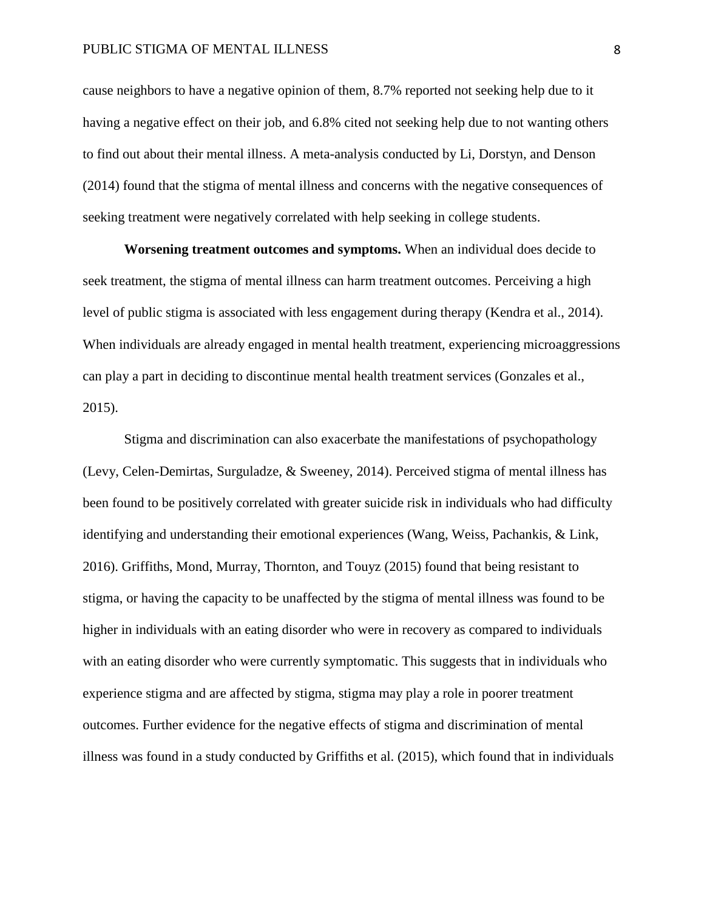cause neighbors to have a negative opinion of them, 8.7% reported not seeking help due to it having a negative effect on their job, and 6.8% cited not seeking help due to not wanting others to find out about their mental illness. A meta-analysis conducted by Li, Dorstyn, and Denson (2014) found that the stigma of mental illness and concerns with the negative consequences of seeking treatment were negatively correlated with help seeking in college students.

**Worsening treatment outcomes and symptoms.** When an individual does decide to seek treatment, the stigma of mental illness can harm treatment outcomes. Perceiving a high level of public stigma is associated with less engagement during therapy (Kendra et al., 2014). When individuals are already engaged in mental health treatment, experiencing microaggressions can play a part in deciding to discontinue mental health treatment services (Gonzales et al., 2015).

Stigma and discrimination can also exacerbate the manifestations of psychopathology (Levy, Celen-Demirtas, Surguladze, & Sweeney, 2014). Perceived stigma of mental illness has been found to be positively correlated with greater suicide risk in individuals who had difficulty identifying and understanding their emotional experiences (Wang, Weiss, Pachankis, & Link, 2016). Griffiths, Mond, Murray, Thornton, and Touyz (2015) found that being resistant to stigma, or having the capacity to be unaffected by the stigma of mental illness was found to be higher in individuals with an eating disorder who were in recovery as compared to individuals with an eating disorder who were currently symptomatic. This suggests that in individuals who experience stigma and are affected by stigma, stigma may play a role in poorer treatment outcomes. Further evidence for the negative effects of stigma and discrimination of mental illness was found in a study conducted by Griffiths et al. (2015), which found that in individuals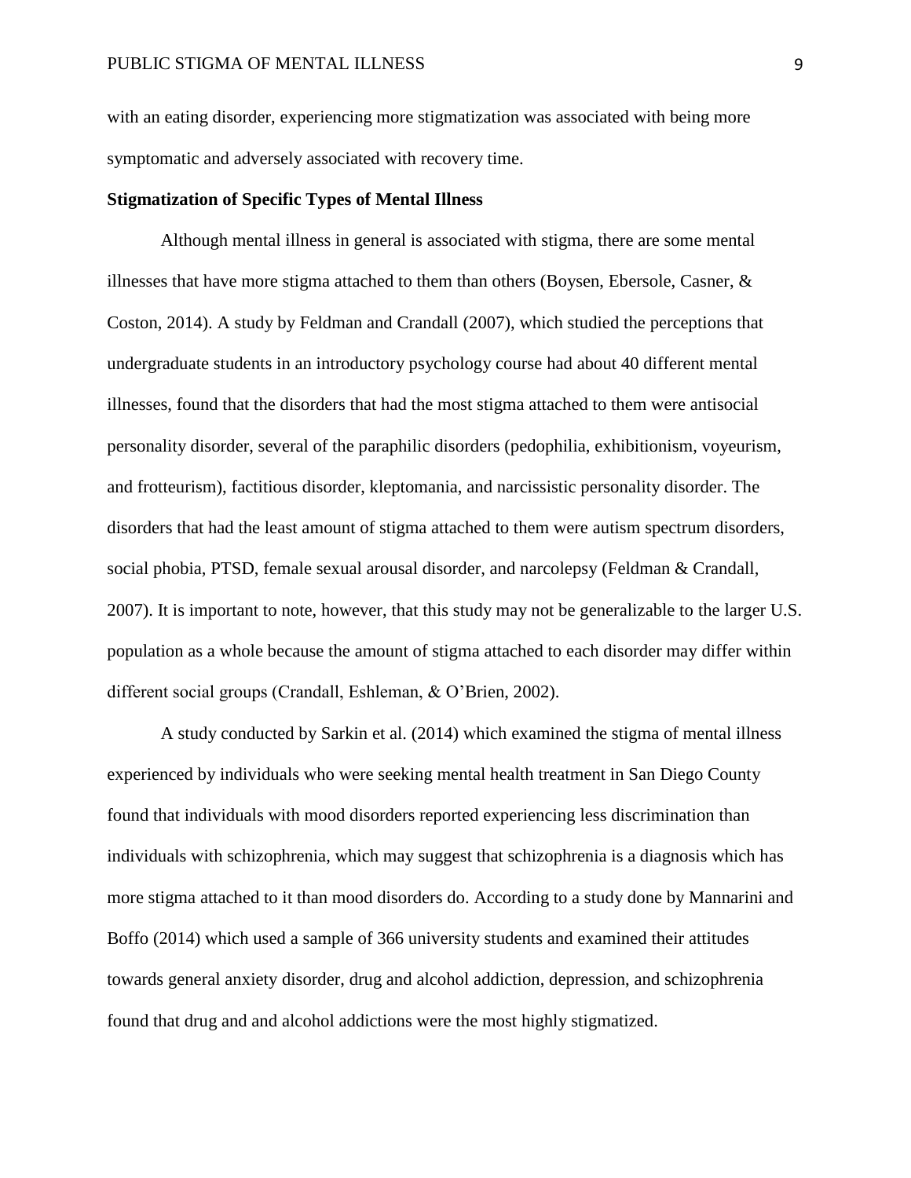with an eating disorder, experiencing more stigmatization was associated with being more symptomatic and adversely associated with recovery time.

**Stigmatization of Specific Types of Mental Illness**

Although mental illness in general is associated with stigma, there are some mental illnesses that have more stigma attached to them than others (Boysen, Ebersole, Casner, & Coston, 2014). A study by Feldman and Crandall (2007), which studied the perceptions that undergraduate students in an introductory psychology course had about 40 different mental illnesses, found that the disorders that had the most stigma attached to them were antisocial personality disorder, several of the paraphilic disorders (pedophilia, exhibitionism, voyeurism, and frotteurism), factitious disorder, kleptomania, and narcissistic personality disorder. The disorders that had the least amount of stigma attached to them were autism spectrum disorders, social phobia, PTSD, female sexual arousal disorder, and narcolepsy (Feldman & Crandall, 2007). It is important to note, however, that this study may not be generalizable to the larger U.S. population as a whole because the amount of stigma attached to each disorder may differ within different social groups (Crandall, Eshleman, & O'Brien, 2002).

A study conducted by Sarkin et al. (2014) which examined the stigma of mental illness experienced by individuals who were seeking mental health treatment in San Diego County found that individuals with mood disorders reported experiencing less discrimination than individuals with schizophrenia, which may suggest that schizophrenia is a diagnosis which has more stigma attached to it than mood disorders do. According to a study done by Mannarini and Boffo (2014) which used a sample of 366 university students and examined their attitudes towards general anxiety disorder, drug and alcohol addiction, depression, and schizophrenia found that drug and and alcohol addictions were the most highly stigmatized.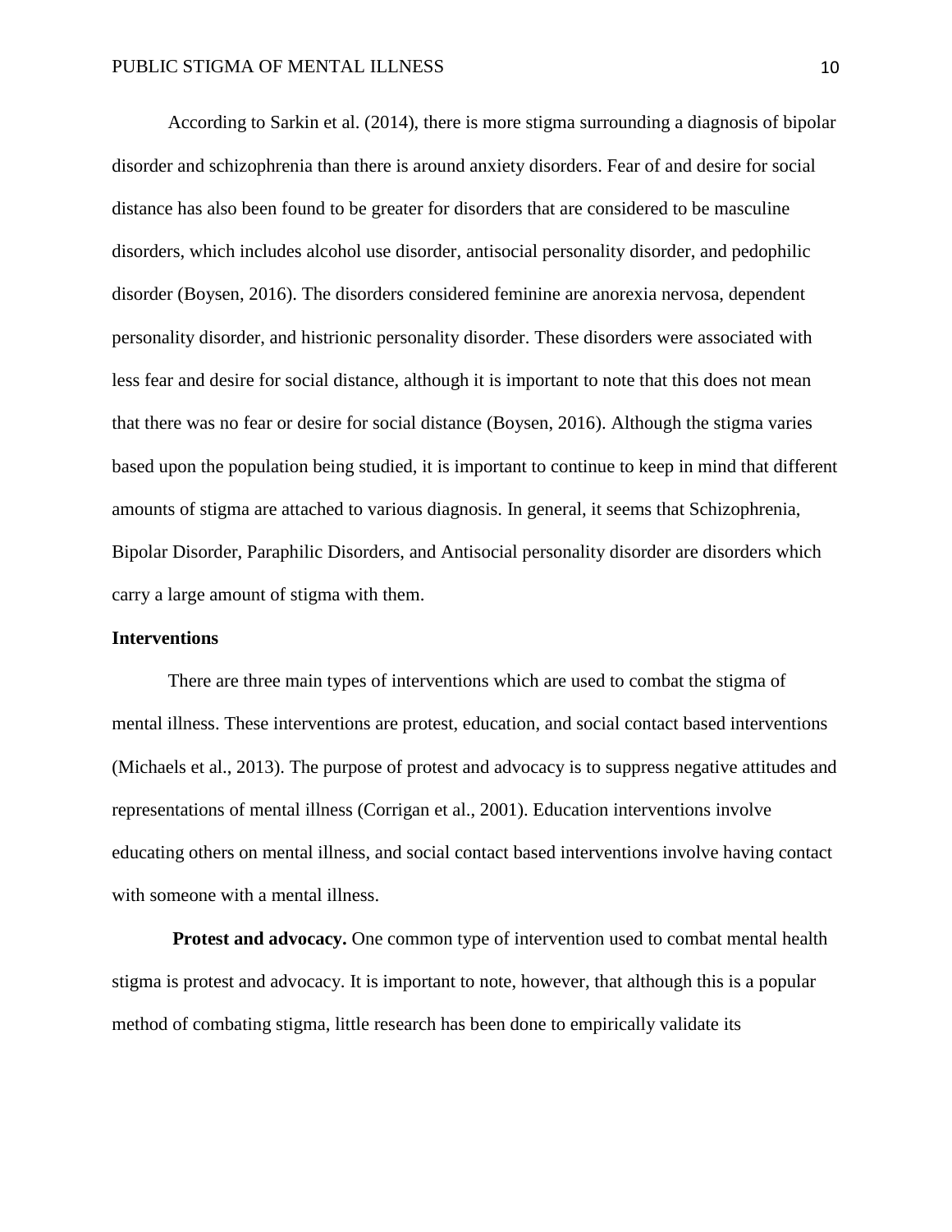According to Sarkin et al. (2014), there is more stigma surrounding a diagnosis of bipolar disorder and schizophrenia than there is around anxiety disorders. Fear of and desire for social distance has also been found to be greater for disorders that are considered to be masculine disorders, which includes alcohol use disorder, antisocial personality disorder, and pedophilic disorder (Boysen, 2016). The disorders considered feminine are anorexia nervosa, dependent personality disorder, and histrionic personality disorder. These disorders were associated with less fear and desire for social distance, although it is important to note that this does not mean that there was no fear or desire for social distance (Boysen, 2016). Although the stigma varies based upon the population being studied, it is important to continue to keep in mind that different amounts of stigma are attached to various diagnosis. In general, it seems that Schizophrenia, Bipolar Disorder, Paraphilic Disorders, and Antisocial personality disorder are disorders which carry a large amount of stigma with them.

## Interventions

There are three main types of interventions which are used to combat the stigma of mental illness. These interventions are protest, education, and social contact based interventions (Michaels et al., 2013). The purpose of protest and advocacy is to suppress negative attitudes and representations of mental illness (Corrigan et al., 2001). Education interventions involve educating others on mental illness, and social contact based interventions involve having contact with someone with a mental illness.

**Protest and advocacy.** One common type of intervention used to combat mental health stigma is protest and advocacy. It is important to note, however, that although this is a popular method of combating stigma, little research has been done to empirically validate its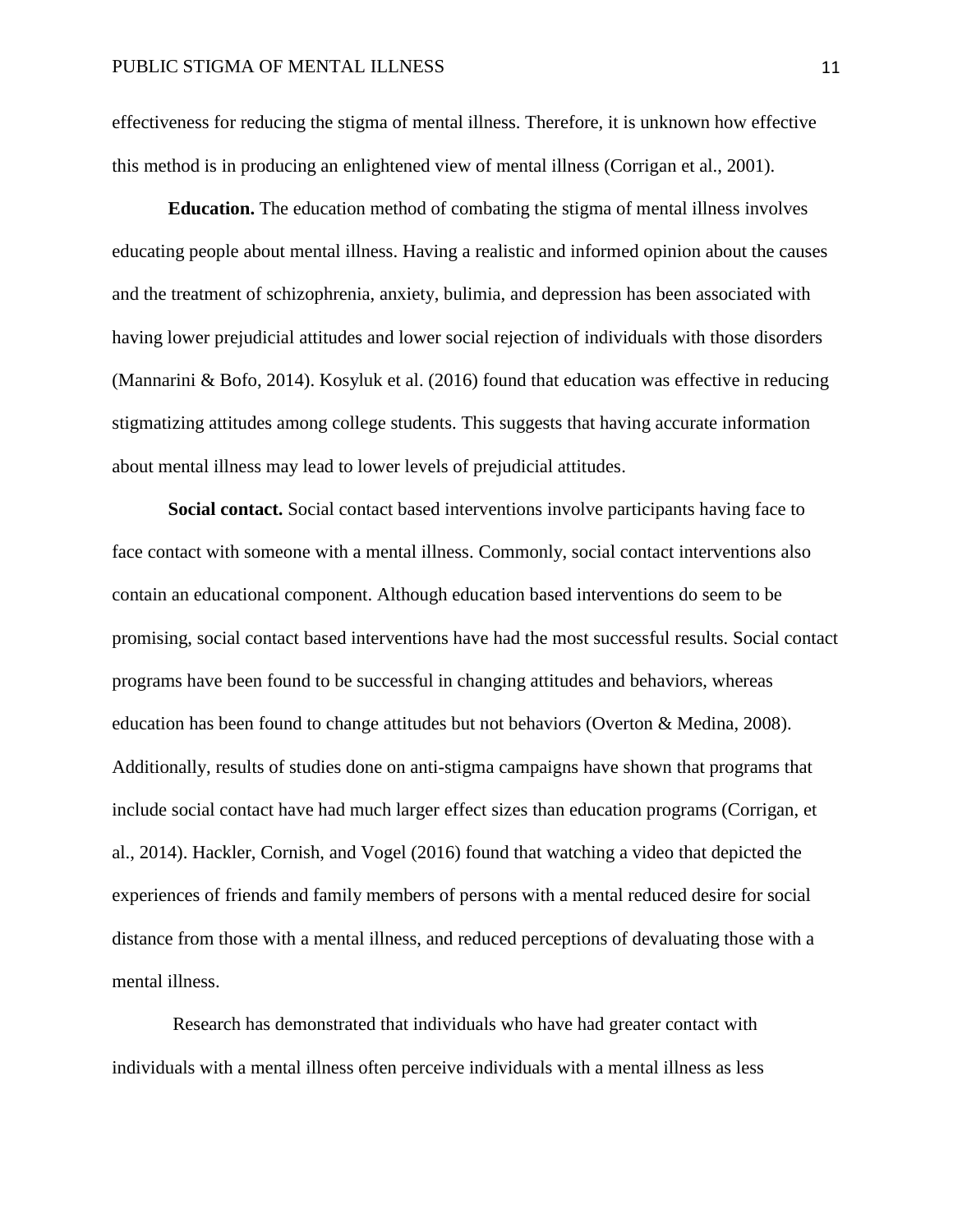effectiveness for reducing the stigma of mental illness. Therefore, it is unknown how effective this method is in producing an enlightened view of mental illness (Corrigan et al., 2001).

**Education.** The education method of combating the stigma of mental illness involves educating people about mental illness. Having a realistic and informed opinion about the causes and the treatment of schizophrenia, anxiety, bulimia, and depression has been associated with having lower prejudicial attitudes and lower social rejection of individuals with those disorders (Mannarini & Bofo, 2014). Kosyluk et al. (2016) found that education was effective in reducing stigmatizing attitudes among college students. This suggests that having accurate information about mental illness may lead to lower levels of prejudicial attitudes.

**Social contact.** Social contact based interventions involve participants having face to face contact with someone with a mental illness. Commonly, social contact interventions also contain an educational component. Although education based interventions do seem to be promising, social contact based interventions have had the most successful results. Social contact programs have been found to be successful in changing attitudes and behaviors, whereas education has been found to change attitudes but not behaviors (Overton & Medina, 2008). Additionally, results of studies done on anti-stigma campaigns have shown that programs that include social contact have had much larger effect sizes than education programs (Corrigan, et al., 2014). Hackler, Cornish, and Vogel (2016) found that watching a video that depicted the experiences of friends and family members of persons with a mental reduced desire for social distance from those with a mental illness, and reduced perceptions of devaluating those with a mental illness.

Research has demonstrated that individuals who have had greater contact with individuals with a mental illness often perceive individuals with a mental illness as less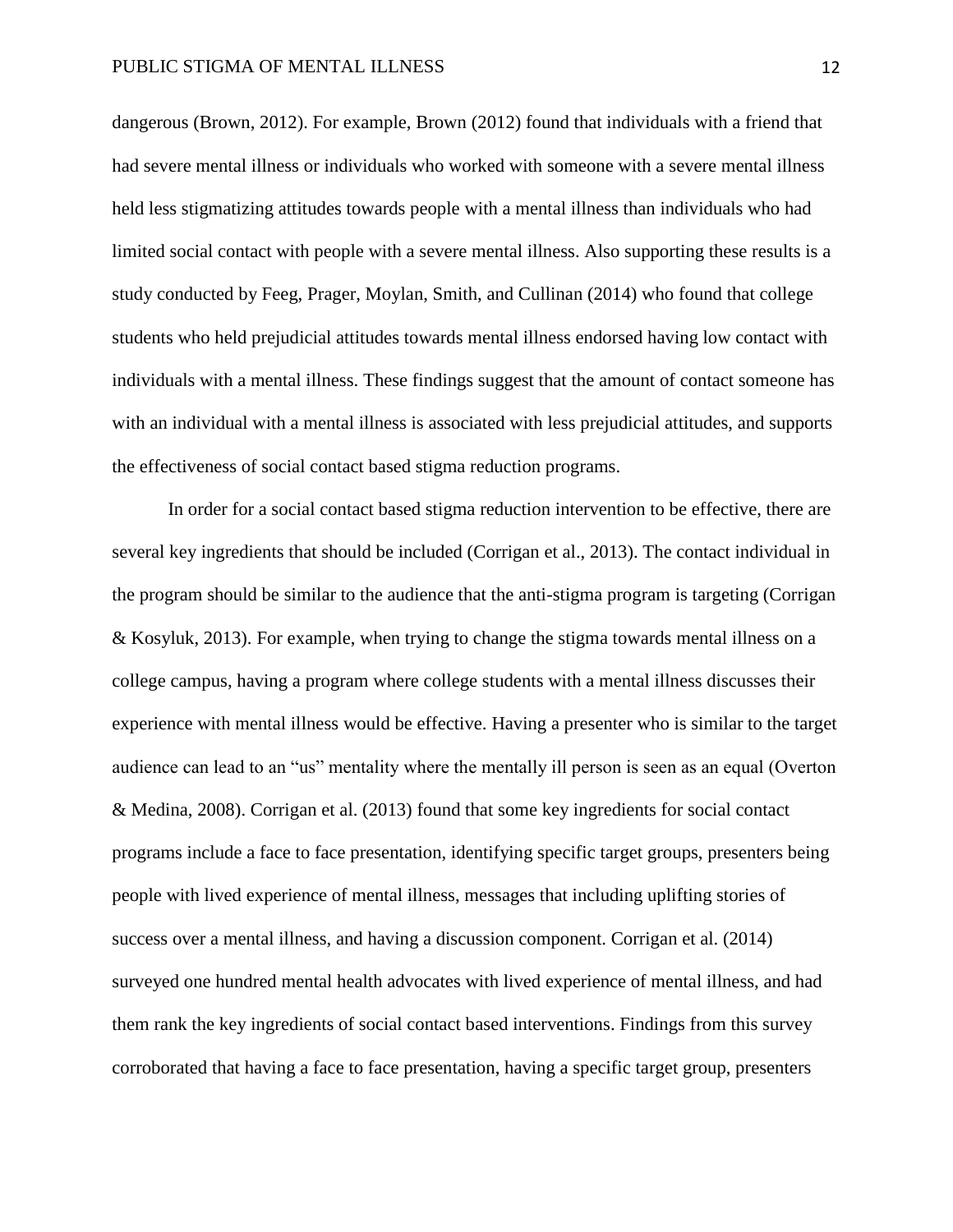dangerous (Brown, 2012). For example, Brown (2012) found that individuals with a friend that had severe mental illness or individuals who worked with someone with a severe mental illness held less stigmatizing attitudes towards people with a mental illness than individuals who had limited social contact with people with a severe mental illness. Also supporting these results is a study conducted by Feeg, Prager, Moylan, Smith, and Cullinan (2014) who found that college students who held prejudicial attitudes towards mental illness endorsed having low contact with individuals with a mental illness. These findings suggest that the amount of contact someone has with an individual with a mental illness is associated with less prejudicial attitudes, and supports the effectiveness of social contact based stigma reduction programs.

In order for a social contact based stigma reduction intervention to be effective, there are several key ingredients that should be included (Corrigan et al., 2013). The contact individual in the program should be similar to the audience that the anti-stigma program is targeting (Corrigan & Kosyluk, 2013). For example, when trying to change the stigma towards mental illness on a college campus, having a program where college students with a mental illness discusses their experience with mental illness would be effective. Having a presenter who is similar to the target audience can lead to an "us" mentality where the mentally ill person is seen as an equal (Overton & Medina, 2008). Corrigan et al. (2013) found that some key ingredients for social contact programs include a face to face presentation, identifying specific target groups, presenters being people with lived experience of mental illness, messages that including uplifting stories of success over a mental illness, and having a discussion component. Corrigan et al. (2014) surveyed one hundred mental health advocates with lived experience of mental illness, and had them rank the key ingredients of social contact based interventions. Findings from this survey corroborated that having a face to face presentation, having a specific target group, presenters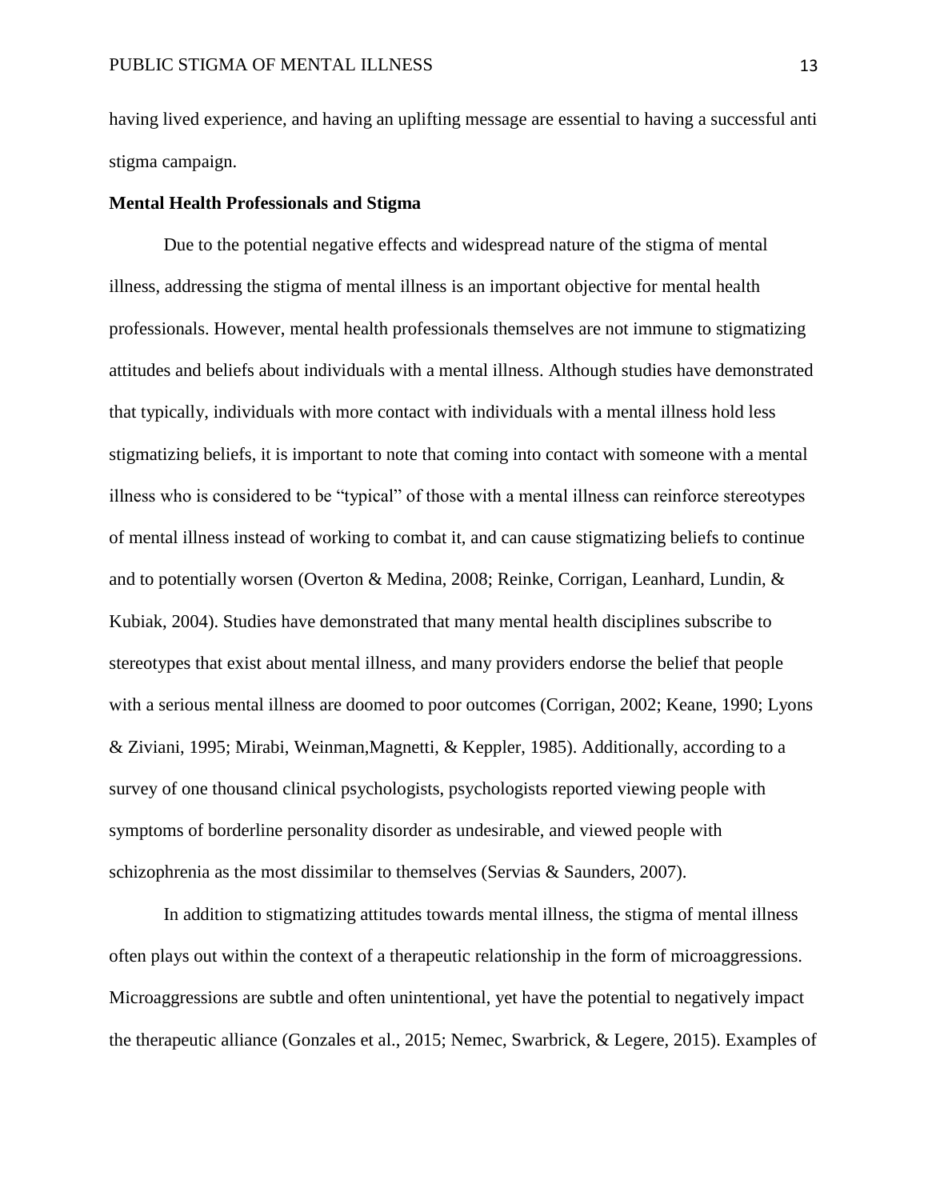having lived experience, and having an uplifting message are essential to having a successful anti stigma campaign.

**Mental Health Professionals and Stigma**

Due to the potential negative effects and widespread nature of the stigma of mental illness, addressing the stigma of mental illness is an important objective for mental health professionals. However, mental health professionals themselves are not immune to stigmatizing attitudes and beliefs about individuals with a mental illness. Although studies have demonstrated that typically, individuals with more contact with individuals with a mental illness hold less stigmatizing beliefs, it is important to note that coming into contact with someone with a mental illness who is considered to be "typical" of those with a mental illness can reinforce stereotypes of mental illness instead of working to combat it, and can cause stigmatizing beliefs to continue and to potentially worsen (Overton & Medina, 2008; Reinke, Corrigan, Leanhard, Lundin, & Kubiak, 2004). Studies have demonstrated that many mental health disciplines subscribe to stereotypes that exist about mental illness, and many providers endorse the belief that people with a serious mental illness are doomed to poor outcomes (Corrigan, 2002; Keane, 1990; Lyons & Ziviani, 1995; Mirabi, Weinman,Magnetti, & Keppler, 1985). Additionally, according to a survey of one thousand clinical psychologists, psychologists reported viewing people with symptoms of borderline personality disorder as undesirable, and viewed people with schizophrenia as the most dissimilar to themselves (Servias & Saunders, 2007).

In addition to stigmatizing attitudes towards mental illness, the stigma of mental illness often plays out within the context of a therapeutic relationship in the form of microaggressions. Microaggressions are subtle and often unintentional, yet have the potential to negatively impact the therapeutic alliance (Gonzales et al., 2015; Nemec, Swarbrick, & Legere, 2015). Examples of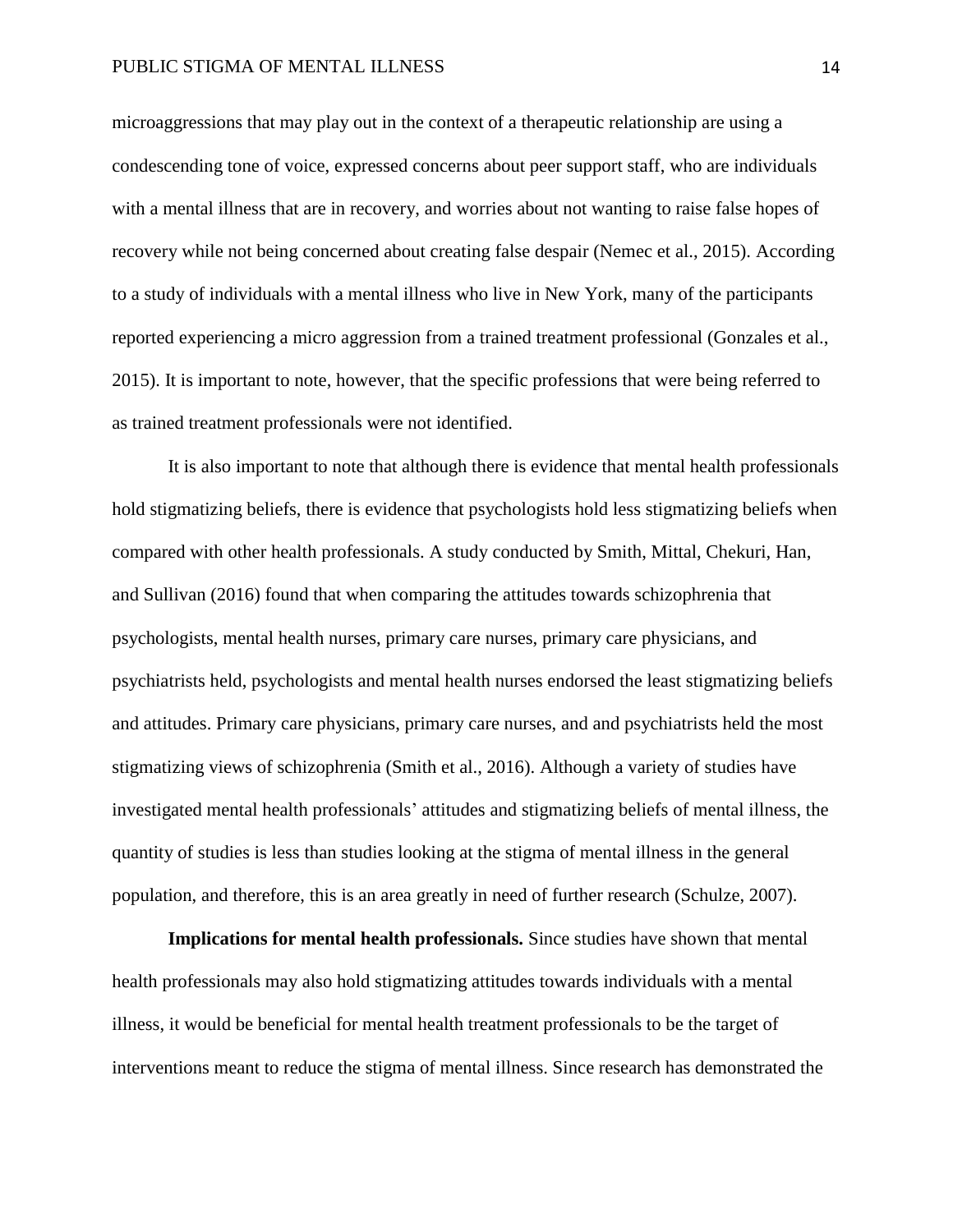microaggressions that may play out in the context of a therapeutic relationship are using a condescending tone of voice, expressed concerns about peer support staff, who are individuals with a mental illness that are in recovery, and worries about not wanting to raise false hopes of recovery while not being concerned about creating false despair (Nemec et al., 2015). According to a study of individuals with a mental illness who live in New York, many of the participants reported experiencing a micro aggression from a trained treatment professional (Gonzales et al., 2015). It is important to note, however, that the specific professions that were being referred to as trained treatment professionals were not identified.

It is also important to note that although there is evidence that mental health professionals hold stigmatizing beliefs, there is evidence that psychologists hold less stigmatizing beliefs when compared with other health professionals. A study conducted by Smith, Mittal, Chekuri, Han, and Sullivan (2016) found that when comparing the attitudes towards schizophrenia that psychologists, mental health nurses, primary care nurses, primary care physicians, and psychiatrists held, psychologists and mental health nurses endorsed the least stigmatizing beliefs and attitudes. Primary care physicians, primary care nurses, and and psychiatrists held the most stigmatizing views of schizophrenia (Smith et al., 2016). Although a variety of studies have investigated mental health professionals' attitudes and stigmatizing beliefs of mental illness, the quantity of studies is less than studies looking at the stigma of mental illness in the general population, and therefore, this is an area greatly in need of further research (Schulze, 2007).

**Implications for mental health professionals.** Since studies have shown that mental health professionals may also hold stigmatizing attitudes towards individuals with a mental illness, it would be beneficial for mental health treatment professionals to be the target of interventions meant to reduce the stigma of mental illness. Since research has demonstrated the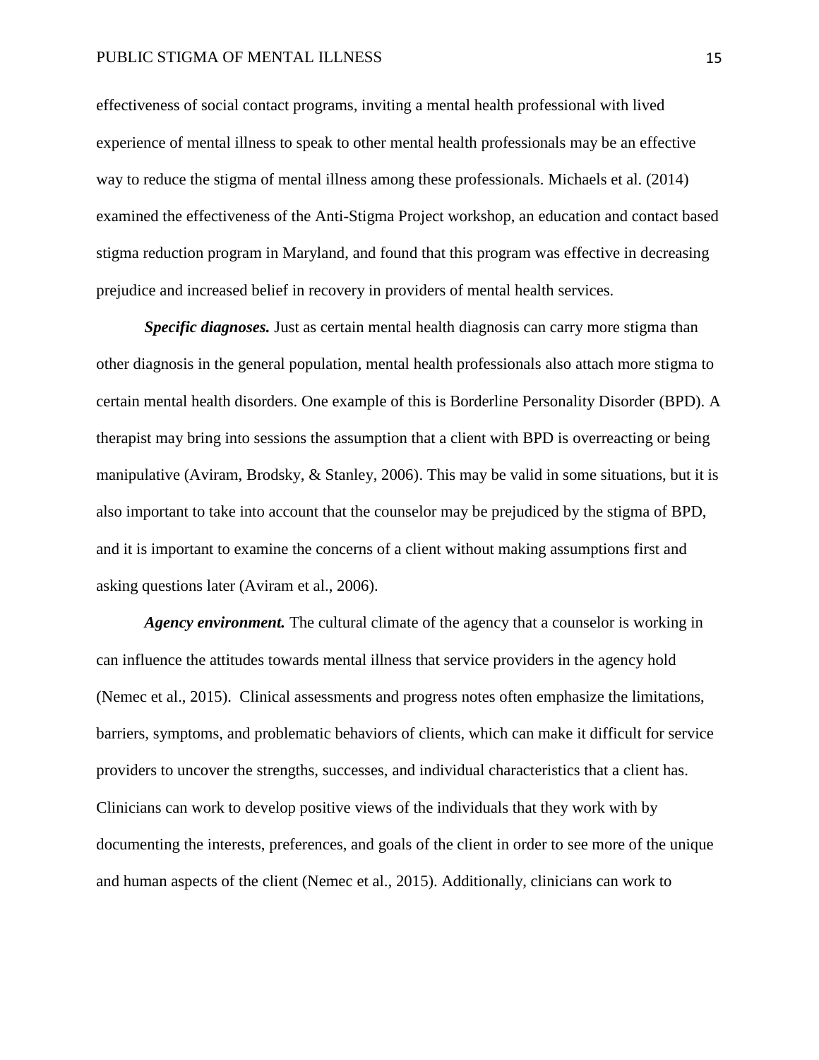effectiveness of social contact programs, inviting a mental health professional with lived experience of mental illness to speak to other mental health professionals may be an effective way to reduce the stigma of mental illness among these professionals. Michaels et al. (2014) examined the effectiveness of the Anti-Stigma Project workshop, an education and contact based stigma reduction program in Maryland, and found that this program was effective in decreasing prejudice and increased belief in recovery in providers of mental health services.

***Specific diagnoses.*** Just as certain mental health diagnosis can carry more stigma than other diagnosis in the general population, mental health professionals also attach more stigma to certain mental health disorders. One example of this is Borderline Personality Disorder (BPD). A therapist may bring into sessions the assumption that a client with BPD is overreacting or being manipulative (Aviram, Brodsky, & Stanley, 2006). This may be valid in some situations, but it is also important to take into account that the counselor may be prejudiced by the stigma of BPD, and it is important to examine the concerns of a client without making assumptions first and asking questions later (Aviram et al., 2006).

***Agency environment.*** The cultural climate of the agency that a counselor is working in can influence the attitudes towards mental illness that service providers in the agency hold (Nemec et al., 2015). Clinical assessments and progress notes often emphasize the limitations, barriers, symptoms, and problematic behaviors of clients, which can make it difficult for service providers to uncover the strengths, successes, and individual characteristics that a client has. Clinicians can work to develop positive views of the individuals that they work with by documenting the interests, preferences, and goals of the client in order to see more of the unique and human aspects of the client (Nemec et al., 2015). Additionally, clinicians can work to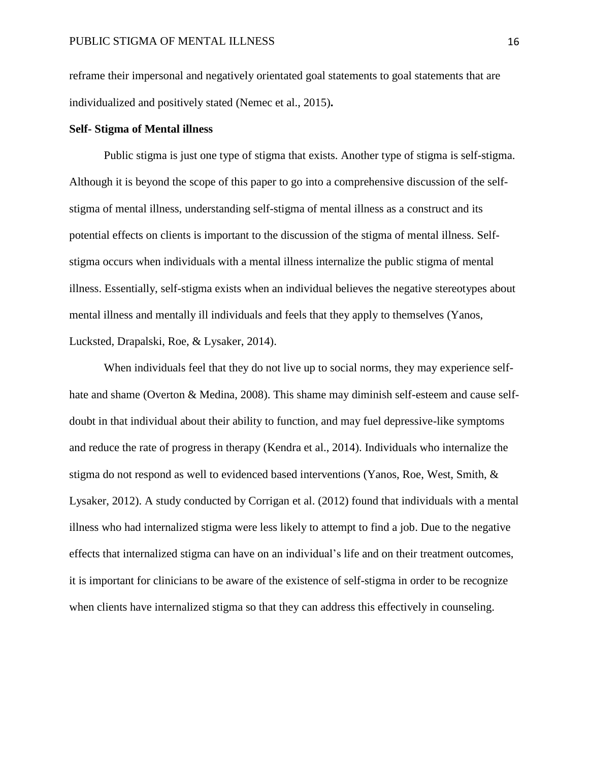reframe their impersonal and negatively orientated goal statements to goal statements that are individualized and positively stated (Nemec et al., 2015)**.**

**Self- Stigma of Mental illness**

Public stigma is just one type of stigma that exists. Another type of stigma is self-stigma. Although it is beyond the scope of this paper to go into a comprehensive discussion of the self-stigma of mental illness, understanding self-stigma of mental illness as a construct and its potential effects on clients is important to the discussion of the stigma of mental illness. Self-stigma occurs when individuals with a mental illness internalize the public stigma of mental illness. Essentially, self-stigma exists when an individual believes the negative stereotypes about mental illness and mentally ill individuals and feels that they apply to themselves (Yanos, Lucksted, Drapalski, Roe, & Lysaker, 2014).

When individuals feel that they do not live up to social norms, they may experience self-hate and shame (Overton & Medina, 2008). This shame may diminish self-esteem and cause self-doubt in that individual about their ability to function, and may fuel depressive-like symptoms and reduce the rate of progress in therapy (Kendra et al., 2014). Individuals who internalize the stigma do not respond as well to evidenced based interventions (Yanos, Roe, West, Smith, & Lysaker, 2012). A study conducted by Corrigan et al. (2012) found that individuals with a mental illness who had internalized stigma were less likely to attempt to find a job. Due to the negative effects that internalized stigma can have on an individual's life and on their treatment outcomes, it is important for clinicians to be aware of the existence of self-stigma in order to be recognize when clients have internalized stigma so that they can address this effectively in counseling.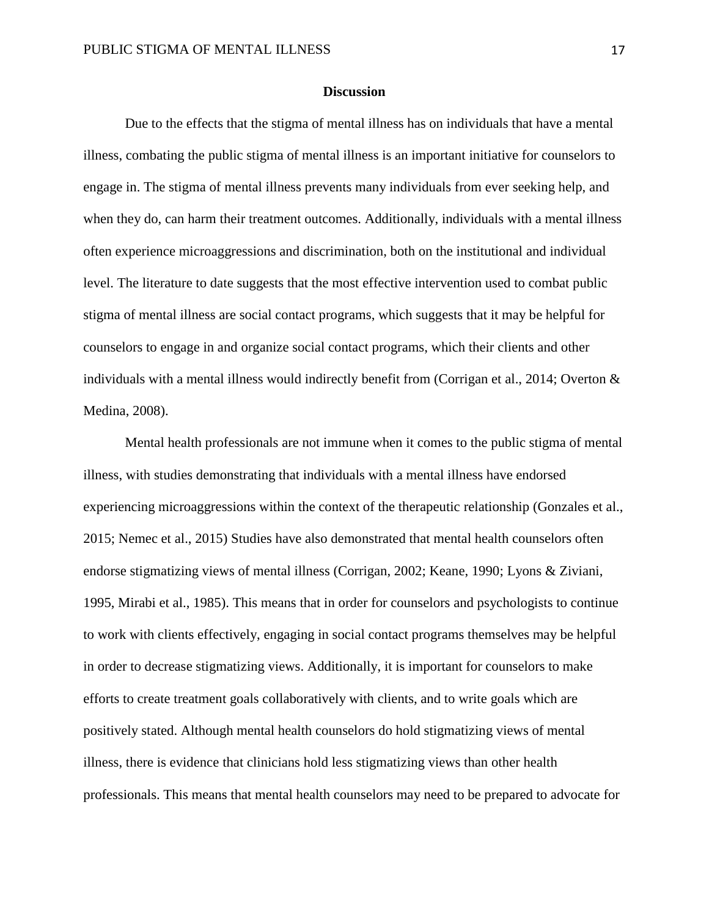## Discussion

Due to the effects that the stigma of mental illness has on individuals that have a mental illness, combating the public stigma of mental illness is an important initiative for counselors to engage in. The stigma of mental illness prevents many individuals from ever seeking help, and when they do, can harm their treatment outcomes. Additionally, individuals with a mental illness often experience microaggressions and discrimination, both on the institutional and individual level. The literature to date suggests that the most effective intervention used to combat public stigma of mental illness are social contact programs, which suggests that it may be helpful for counselors to engage in and organize social contact programs, which their clients and other individuals with a mental illness would indirectly benefit from (Corrigan et al., 2014; Overton & Medina, 2008).

Mental health professionals are not immune when it comes to the public stigma of mental illness, with studies demonstrating that individuals with a mental illness have endorsed experiencing microaggressions within the context of the therapeutic relationship (Gonzales et al., 2015; Nemec et al., 2015) Studies have also demonstrated that mental health counselors often endorse stigmatizing views of mental illness (Corrigan, 2002; Keane, 1990; Lyons & Ziviani, 1995, Mirabi et al., 1985). This means that in order for counselors and psychologists to continue to work with clients effectively, engaging in social contact programs themselves may be helpful in order to decrease stigmatizing views. Additionally, it is important for counselors to make efforts to create treatment goals collaboratively with clients, and to write goals which are positively stated. Although mental health counselors do hold stigmatizing views of mental illness, there is evidence that clinicians hold less stigmatizing views than other health professionals. This means that mental health counselors may need to be prepared to advocate for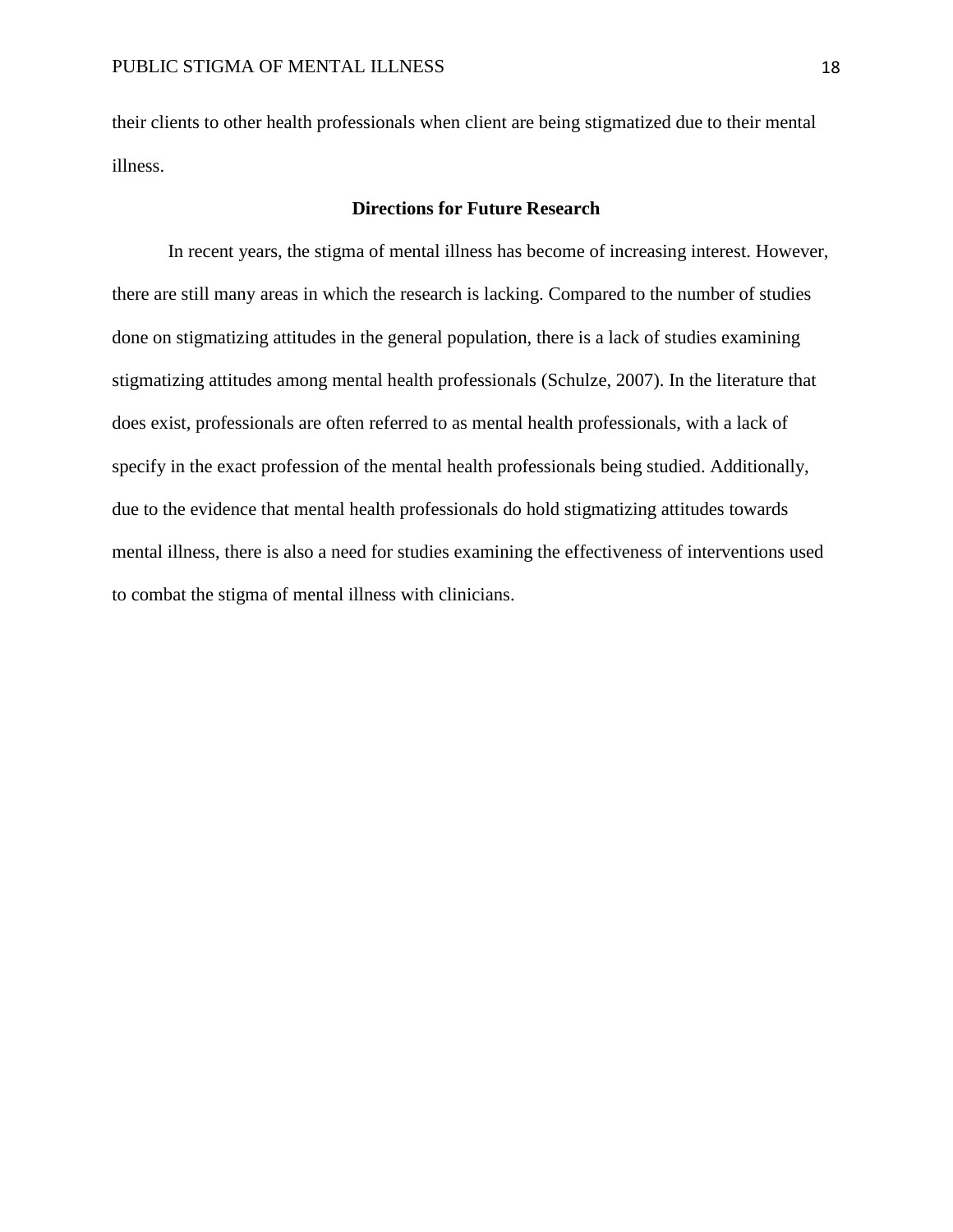their clients to other health professionals when client are being stigmatized due to their mental illness.

## Directions for Future Research

In recent years, the stigma of mental illness has become of increasing interest. However, there are still many areas in which the research is lacking. Compared to the number of studies done on stigmatizing attitudes in the general population, there is a lack of studies examining stigmatizing attitudes among mental health professionals (Schulze, 2007). In the literature that does exist, professionals are often referred to as mental health professionals, with a lack of specify in the exact profession of the mental health professionals being studied. Additionally, due to the evidence that mental health professionals do hold stigmatizing attitudes towards mental illness, there is also a need for studies examining the effectiveness of interventions used to combat the stigma of mental illness with clinicians.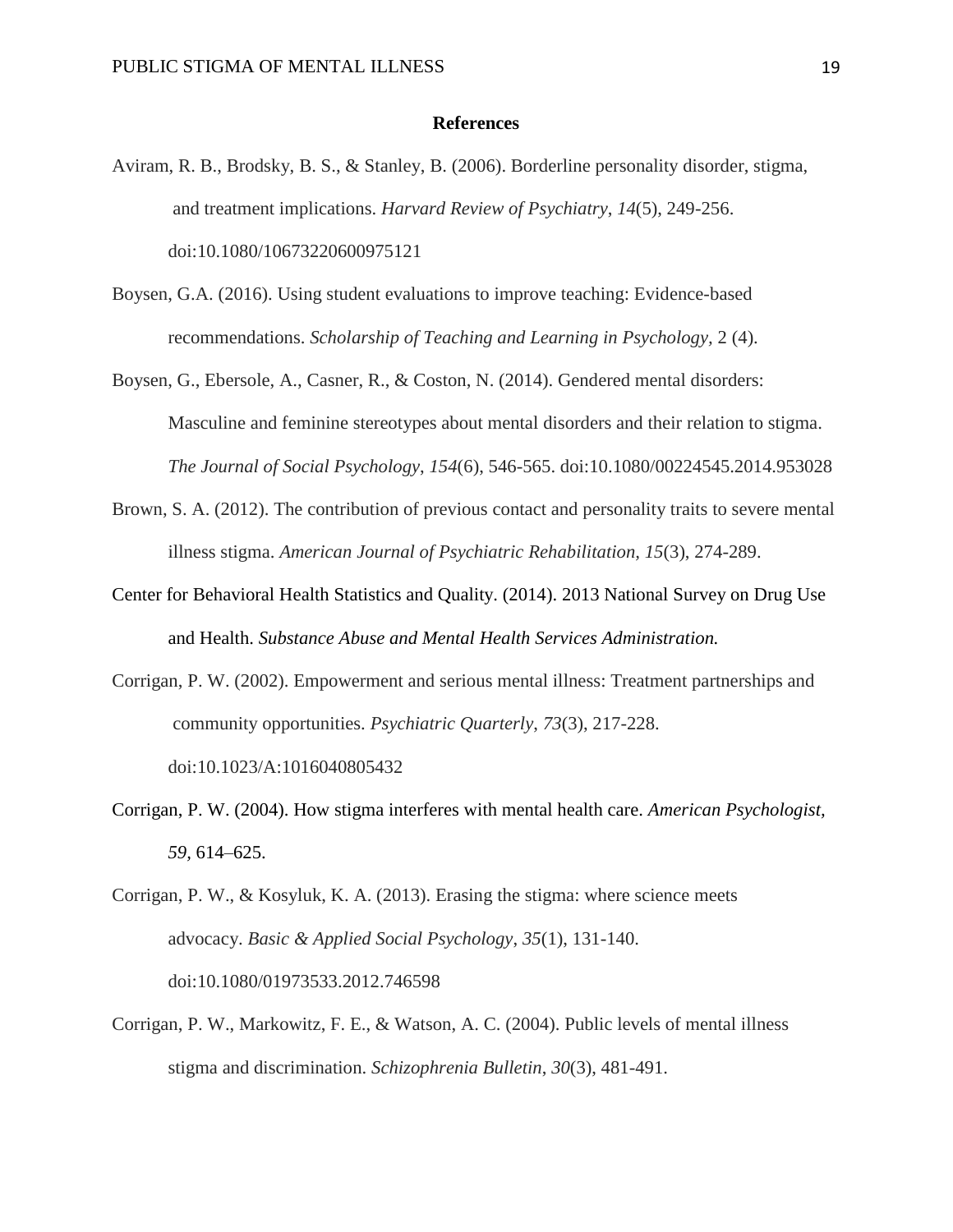**References**

Aviram, R. B., Brodsky, B. S., & Stanley, B. (2006). Borderline personality disorder, stigma, and treatment implications. *Harvard Review of Psychiatry*, *14*(5), 249-256. doi:10.1080/10673220600975121

Boysen, G.A. (2016). Using student evaluations to improve teaching: Evidence-based recommendations. *Scholarship of Teaching and Learning in Psychology,* 2 (4).

Boysen, G., Ebersole, A., Casner, R., & Coston, N. (2014). Gendered mental disorders: Masculine and feminine stereotypes about mental disorders and their relation to stigma. *The Journal of Social Psychology*, *154*(6), 546-565. doi:10.1080/00224545.2014.953028

Brown, S. A. (2012). The contribution of previous contact and personality traits to severe mental illness stigma. *American Journal of Psychiatric Rehabilitation*, *15*(3), 274-289.

Center for Behavioral Health Statistics and Quality. (2014). 2013 National Survey on Drug Use and Health. *Substance Abuse and Mental Health Services Administration.*

Corrigan, P. W. (2002). Empowerment and serious mental illness: Treatment partnerships and community opportunities. *Psychiatric Quarterly*, *73*(3), 217-228. doi:10.1023/A:1016040805432

Corrigan, P. W. (2004). How stigma interferes with mental health care. *American Psychologist*, *59*, 614–625.

Corrigan, P. W., & Kosyluk, K. A. (2013). Erasing the stigma: where science meets advocacy. *Basic & Applied Social Psychology*, *35*(1), 131-140. doi:10.1080/01973533.2012.746598

Corrigan, P. W., Markowitz, F. E., & Watson, A. C. (2004). Public levels of mental illness stigma and discrimination. *Schizophrenia Bulletin*, *30*(3), 481-491.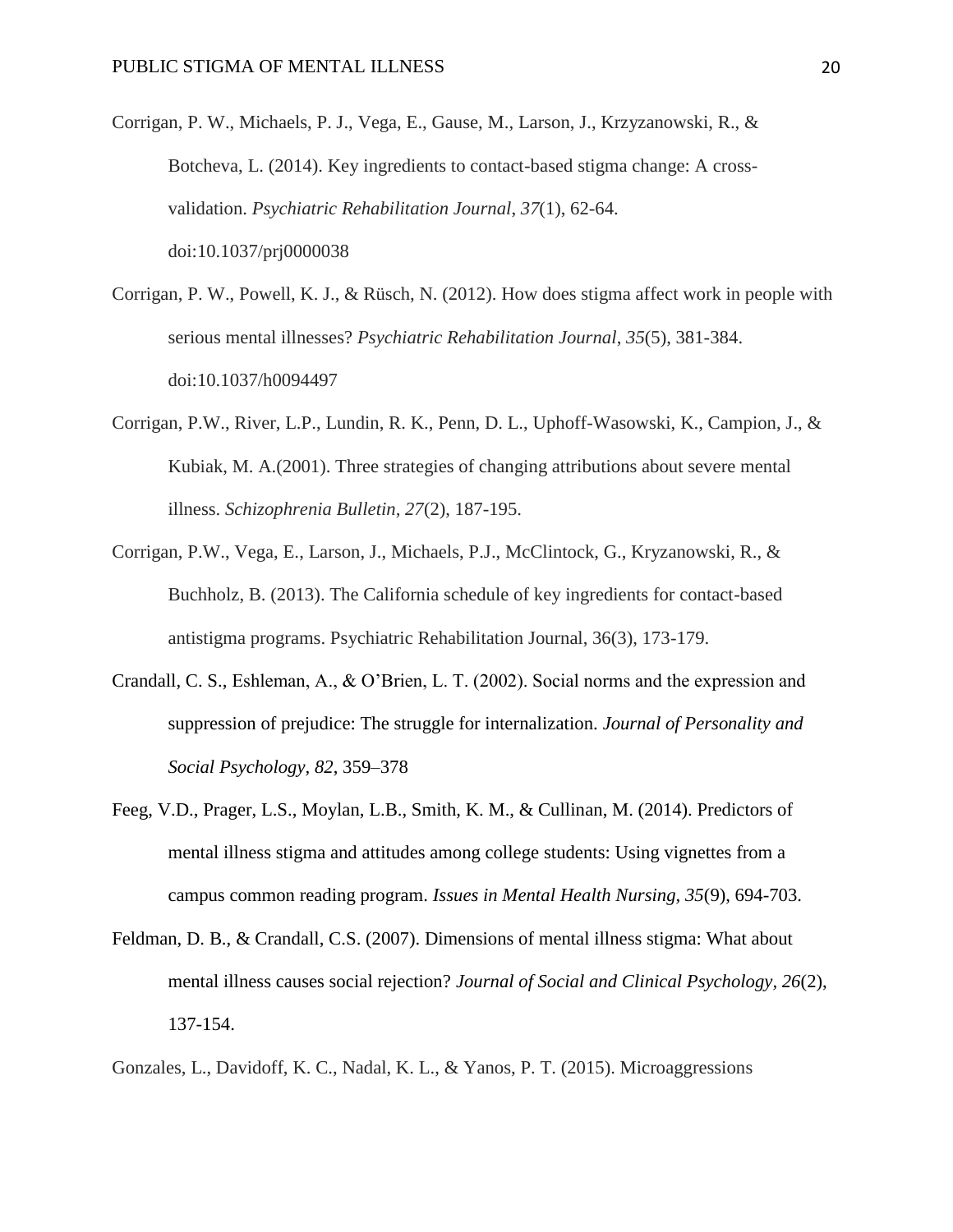Corrigan, P. W., Michaels, P. J., Vega, E., Gause, M., Larson, J., Krzyzanowski, R., & Botcheva, L. (2014). Key ingredients to contact-based stigma change: A cross-validation. *Psychiatric Rehabilitation Journal*, *37*(1), 62-64. doi:10.1037/prj0000038

Corrigan, P. W., Powell, K. J., & Rüsch, N. (2012). How does stigma affect work in people with serious mental illnesses? *Psychiatric Rehabilitation Journal*, *35*(5), 381-384. doi:10.1037/h0094497

Corrigan, P.W., River, L.P., Lundin, R. K., Penn, D. L., Uphoff-Wasowski, K., Campion, J., & Kubiak, M. A.(2001). Three strategies of changing attributions about severe mental illness. *Schizophrenia Bulletin, 27*(2), 187-195.

Corrigan, P.W., Vega, E., Larson, J., Michaels, P.J., McClintock, G., Kryzanowski, R., & Buchholz, B. (2013). The California schedule of key ingredients for contact-based antistigma programs. Psychiatric Rehabilitation Journal, 36(3), 173-179.

Crandall, C. S., Eshleman, A., & O'Brien, L. T. (2002). Social norms and the expression and suppression of prejudice: The struggle for internalization. *Journal of Personality and Social Psychology, 82*, 359–378

Feeg, V.D., Prager, L.S., Moylan, L.B., Smith, K. M., & Cullinan, M. (2014). Predictors of mental illness stigma and attitudes among college students: Using vignettes from a campus common reading program. *Issues in Mental Health Nursing, 35*(9), 694-703.

Feldman, D. B., & Crandall, C.S. (2007). Dimensions of mental illness stigma: What about mental illness causes social rejection? *Journal of Social and Clinical Psychology, 26*(2), 137-154.

Gonzales, L., Davidoff, K. C., Nadal, K. L., & Yanos, P. T. (2015). Microaggressions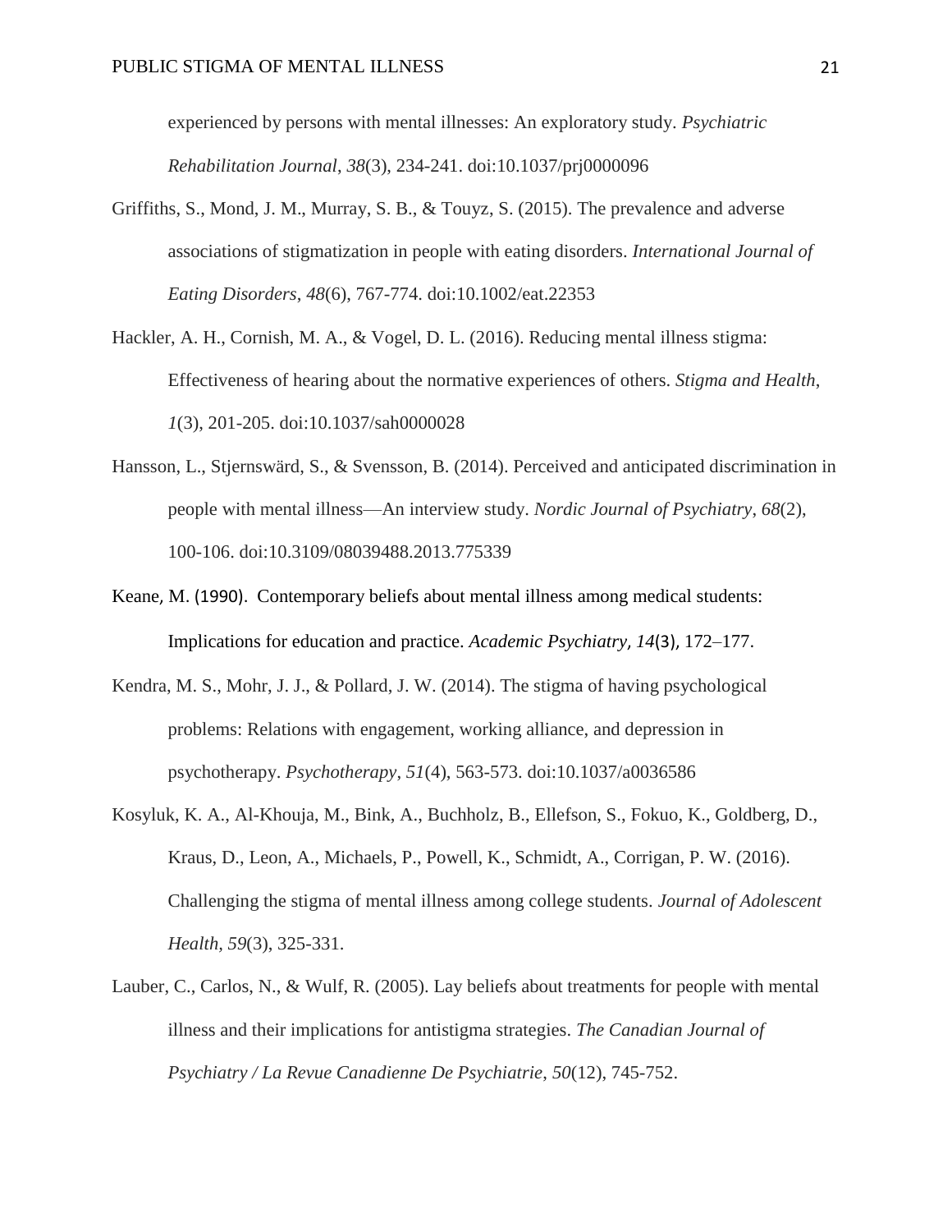experienced by persons with mental illnesses: An exploratory study. *Psychiatric Rehabilitation Journal*, *38*(3), 234-241. doi:10.1037/prj0000096

Griffiths, S., Mond, J. M., Murray, S. B., & Touyz, S. (2015). The prevalence and adverse associations of stigmatization in people with eating disorders. *International Journal of Eating Disorders*, *48*(6), 767-774. doi:10.1002/eat.22353

Hackler, A. H., Cornish, M. A., & Vogel, D. L. (2016). Reducing mental illness stigma: Effectiveness of hearing about the normative experiences of others. *Stigma and Health*, *1*(3), 201-205. doi:10.1037/sah0000028

Hansson, L., Stjernswärd, S., & Svensson, B. (2014). Perceived and anticipated discrimination in people with mental illness—An interview study. *Nordic Journal of Psychiatry*, *68*(2), 100-106. doi:10.3109/08039488.2013.775339

Keane, M. (1990). Contemporary beliefs about mental illness among medical students: Implications for education and practice. *Academic Psychiatry, 14*(3), 172–177.

Kendra, M. S., Mohr, J. J., & Pollard, J. W. (2014). The stigma of having psychological problems: Relations with engagement, working alliance, and depression in psychotherapy. *Psychotherapy*, *51*(4), 563-573. doi:10.1037/a0036586

Kosyluk, K. A., Al-Khouja, M., Bink, A., Buchholz, B., Ellefson, S., Fokuo, K., Goldberg, D., Kraus, D., Leon, A., Michaels, P., Powell, K., Schmidt, A., Corrigan, P. W. (2016). Challenging the stigma of mental illness among college students. *Journal of Adolescent Health*, *59*(3), 325-331.

Lauber, C., Carlos, N., & Wulf, R. (2005). Lay beliefs about treatments for people with mental illness and their implications for antistigma strategies. *The Canadian Journal of Psychiatry / La Revue Canadienne De Psychiatrie*, *50*(12), 745-752.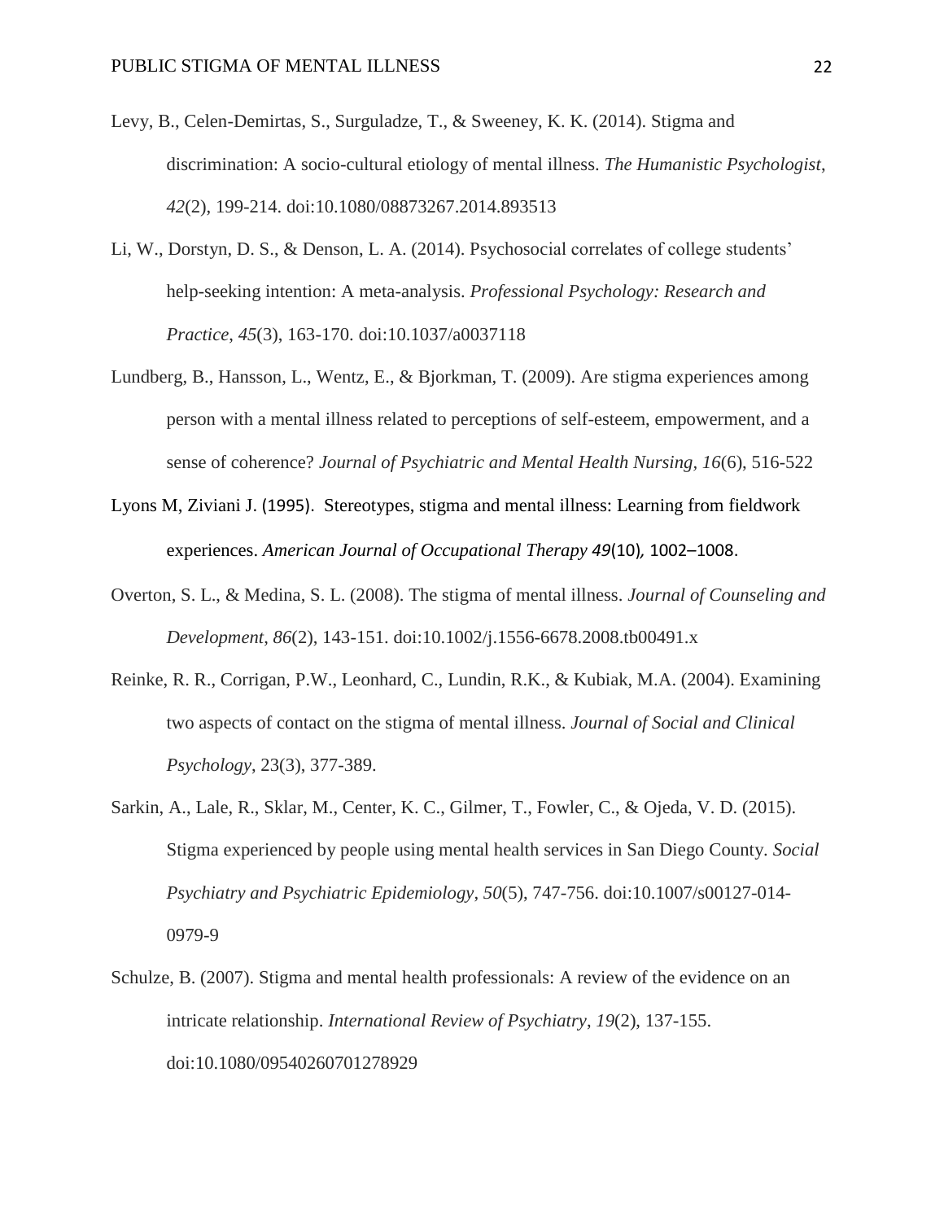Levy, B., Celen-Demirtas, S., Surguladze, T., & Sweeney, K. K. (2014). Stigma and discrimination: A socio-cultural etiology of mental illness. *The Humanistic Psychologist*, *42*(2), 199-214. doi:10.1080/08873267.2014.893513

Li, W., Dorstyn, D. S., & Denson, L. A. (2014). Psychosocial correlates of college students' help-seeking intention: A meta-analysis. *Professional Psychology: Research and Practice*, *45*(3), 163-170. doi:10.1037/a0037118

Lundberg, B., Hansson, L., Wentz, E., & Bjorkman, T. (2009). Are stigma experiences among person with a mental illness related to perceptions of self-esteem, empowerment, and a sense of coherence? *Journal of Psychiatric and Mental Health Nursing, 16*(6), 516-522

Lyons M, Ziviani J. (1995). Stereotypes, stigma and mental illness: Learning from fieldwork experiences. *American Journal of Occupational Therapy 49*(10), 1002–1008.

Overton, S. L., & Medina, S. L. (2008). The stigma of mental illness. *Journal of Counseling and Development*, *86*(2), 143-151. doi:10.1002/j.1556-6678.2008.tb00491.x

Reinke, R. R., Corrigan, P.W., Leonhard, C., Lundin, R.K., & Kubiak, M.A. (2004). Examining two aspects of contact on the stigma of mental illness. *Journal of Social and Clinical Psychology*, 23(3), 377-389.

Sarkin, A., Lale, R., Sklar, M., Center, K. C., Gilmer, T., Fowler, C., & Ojeda, V. D. (2015). Stigma experienced by people using mental health services in San Diego County. *Social Psychiatry and Psychiatric Epidemiology*, *50*(5), 747-756. doi:10.1007/s00127-014-0979-9

Schulze, B. (2007). Stigma and mental health professionals: A review of the evidence on an intricate relationship. *International Review of Psychiatry*, *19*(2), 137-155. doi:10.1080/09540260701278929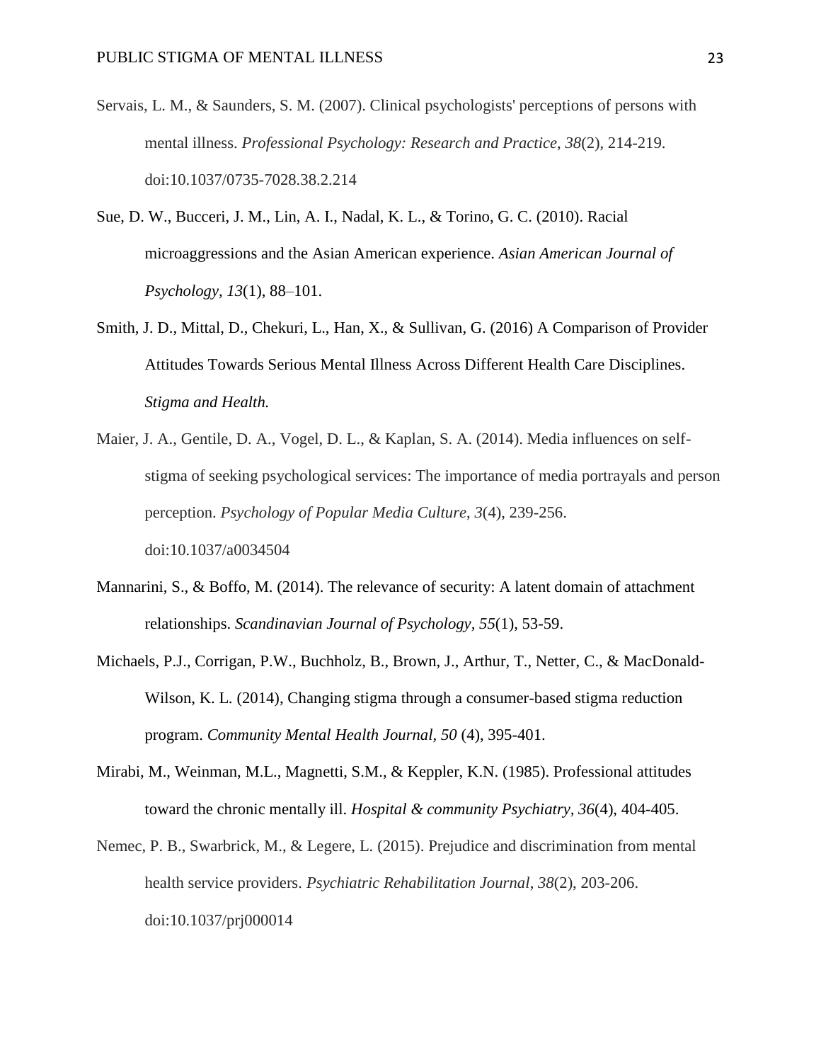Servais, L. M., & Saunders, S. M. (2007). Clinical psychologists' perceptions of persons with mental illness. *Professional Psychology: Research and Practice*, *38*(2), 214-219. doi:10.1037/0735-7028.38.2.214

Sue, D. W., Bucceri, J. M., Lin, A. I., Nadal, K. L., & Torino, G. C. (2010). Racial microaggressions and the Asian American experience. *Asian American Journal of Psychology, 13*(1), 88–101.

Smith, J. D., Mittal, D., Chekuri, L., Han, X., & Sullivan, G. (2016) A Comparison of Provider Attitudes Towards Serious Mental Illness Across Different Health Care Disciplines. *Stigma and Health.*

Maier, J. A., Gentile, D. A., Vogel, D. L., & Kaplan, S. A. (2014). Media influences on self-stigma of seeking psychological services: The importance of media portrayals and person perception. *Psychology of Popular Media Culture*, *3*(4), 239-256. doi:10.1037/a0034504

Mannarini, S., & Boffo, M. (2014). The relevance of security: A latent domain of attachment relationships. *Scandinavian Journal of Psychology*, *55*(1), 53-59.

Michaels, P.J., Corrigan, P.W., Buchholz, B., Brown, J., Arthur, T., Netter, C., & MacDonald-Wilson, K. L. (2014), Changing stigma through a consumer-based stigma reduction program. *Community Mental Health Journal, 50* (4), 395-401.

Mirabi, M., Weinman, M.L., Magnetti, S.M., & Keppler, K.N. (1985). Professional attitudes toward the chronic mentally ill. *Hospital & community Psychiatry*, *36*(4), 404-405.

Nemec, P. B., Swarbrick, M., & Legere, L. (2015). Prejudice and discrimination from mental health service providers. *Psychiatric Rehabilitation Journal*, *38*(2), 203-206. doi:10.1037/prj000014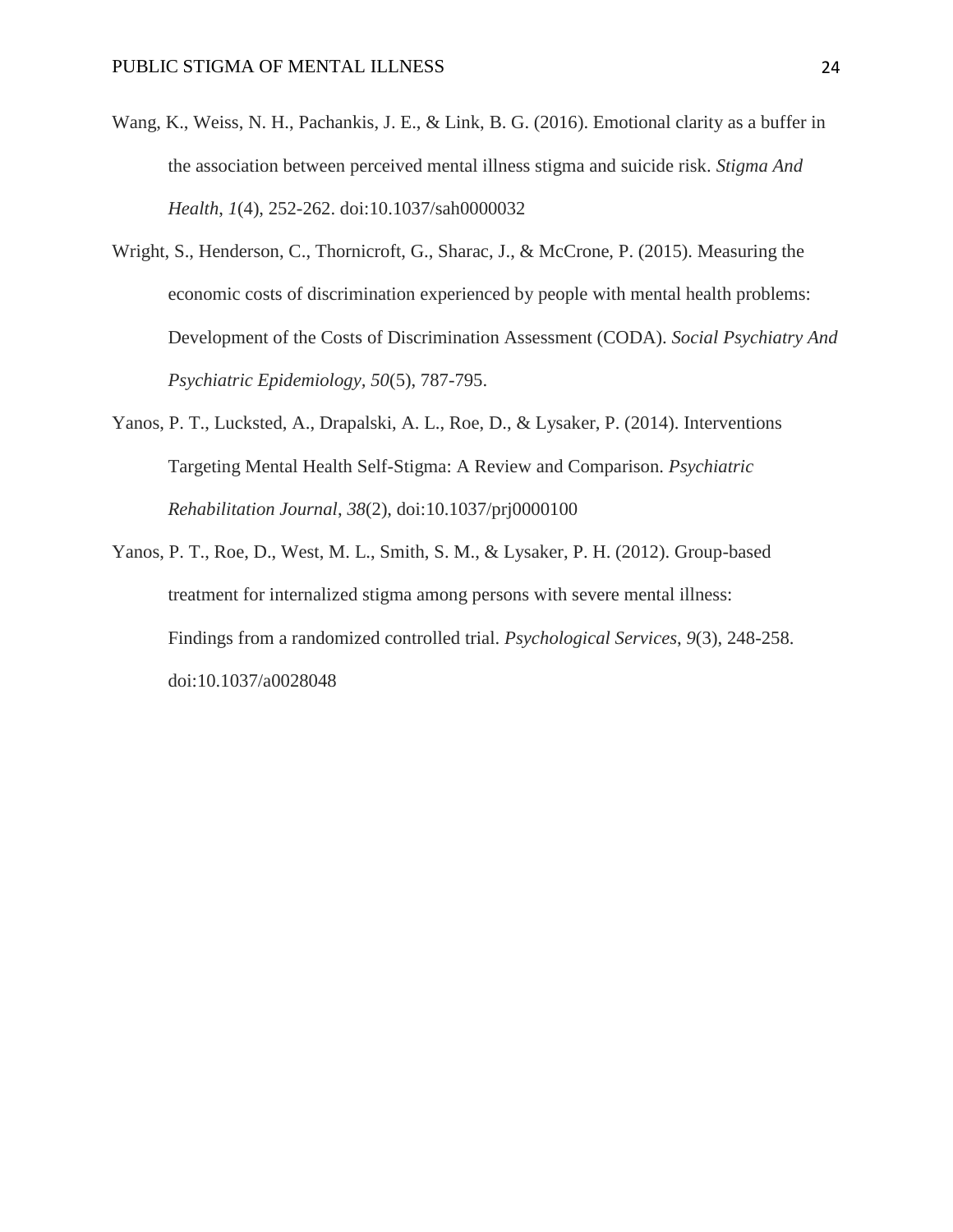Wang, K., Weiss, N. H., Pachankis, J. E., & Link, B. G. (2016). Emotional clarity as a buffer in the association between perceived mental illness stigma and suicide risk. *Stigma And Health*, *1*(4), 252-262. doi:10.1037/sah0000032

Wright, S., Henderson, C., Thornicroft, G., Sharac, J., & McCrone, P. (2015). Measuring the economic costs of discrimination experienced by people with mental health problems: Development of the Costs of Discrimination Assessment (CODA). *Social Psychiatry And Psychiatric Epidemiology*, *50*(5), 787-795.

Yanos, P. T., Lucksted, A., Drapalski, A. L., Roe, D., & Lysaker, P. (2014). Interventions Targeting Mental Health Self-Stigma: A Review and Comparison. *Psychiatric Rehabilitation Journal*, *38*(2), doi:10.1037/prj0000100

Yanos, P. T., Roe, D., West, M. L., Smith, S. M., & Lysaker, P. H. (2012). Group-based treatment for internalized stigma among persons with severe mental illness: Findings from a randomized controlled trial. *Psychological Services*, *9*(3), 248-258. doi:10.1037/a0028048